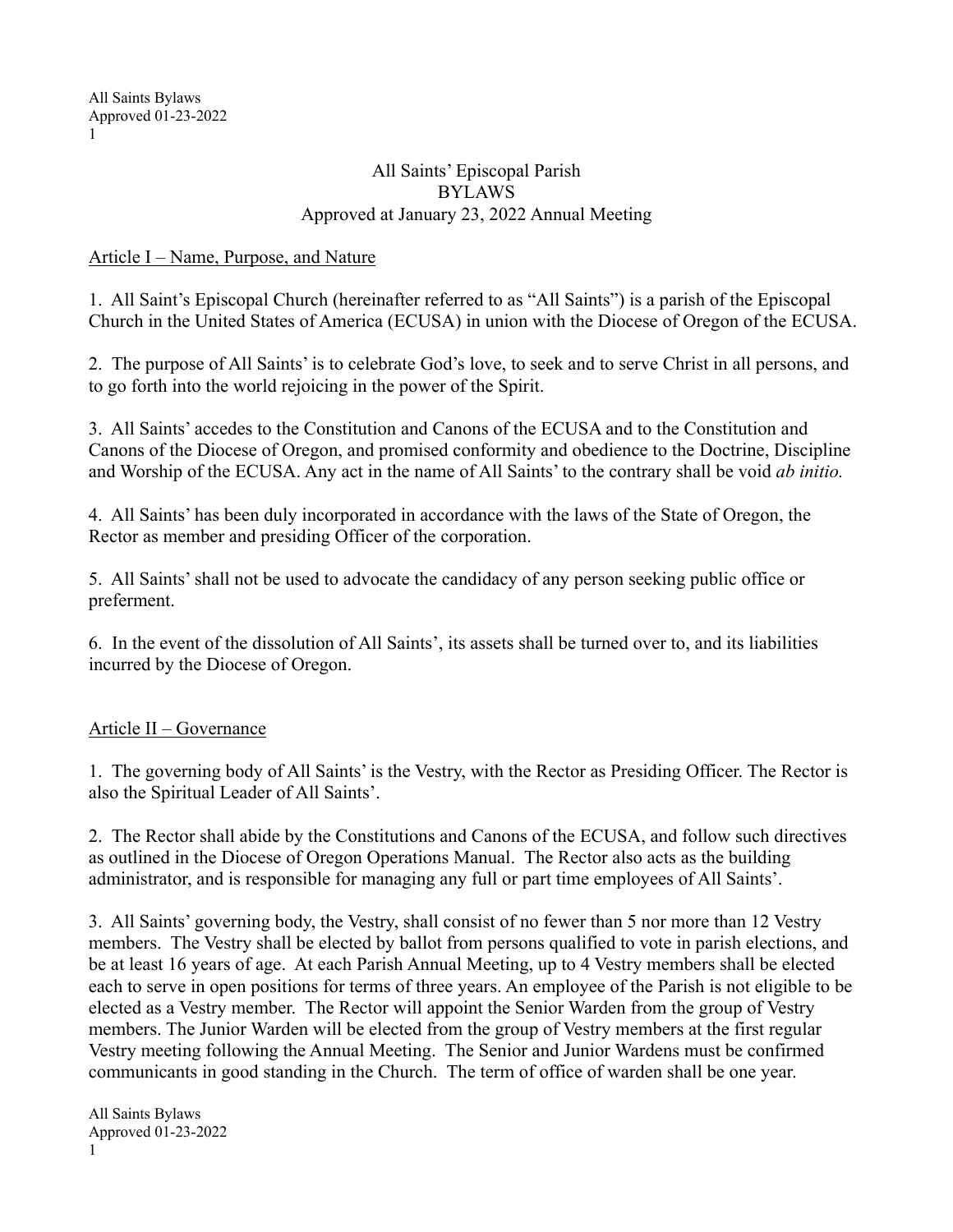# All Saints' Episcopal Parish
# BYLAWS
## Approved at January 23, 2022 Annual Meeting

## Article I – Name, Purpose, and Nature

1. All Saint's Episcopal Church (hereinafter referred to as "All Saints") is a parish of the Episcopal Church in the United States of America (ECUSA) in union with the Diocese of Oregon of the ECUSA.

2. The purpose of All Saints' is to celebrate God's love, to seek and to serve Christ in all persons, and to go forth into the world rejoicing in the power of the Spirit.

3. All Saints' accedes to the Constitution and Canons of the ECUSA and to the Constitution and Canons of the Diocese of Oregon, and promised conformity and obedience to the Doctrine, Discipline and Worship of the ECUSA. Any act in the name of All Saints' to the contrary shall be void *ab initio.*

4. All Saints' has been duly incorporated in accordance with the laws of the State of Oregon, the Rector as member and presiding Officer of the corporation.

5. All Saints' shall not be used to advocate the candidacy of any person seeking public office or preferment.

6. In the event of the dissolution of All Saints', its assets shall be turned over to, and its liabilities incurred by the Diocese of Oregon.

## Article II – Governance

1. The governing body of All Saints' is the Vestry, with the Rector as Presiding Officer. The Rector is also the Spiritual Leader of All Saints'.

2. The Rector shall abide by the Constitutions and Canons of the ECUSA, and follow such directives as outlined in the Diocese of Oregon Operations Manual. The Rector also acts as the building administrator, and is responsible for managing any full or part time employees of All Saints'.

3. All Saints' governing body, the Vestry, shall consist of no fewer than 5 nor more than 12 Vestry members. The Vestry shall be elected by ballot from persons qualified to vote in parish elections, and be at least 16 years of age. At each Parish Annual Meeting, up to 4 Vestry members shall be elected each to serve in open positions for terms of three years. An employee of the Parish is not eligible to be elected as a Vestry member. The Rector will appoint the Senior Warden from the group of Vestry members. The Junior Warden will be elected from the group of Vestry members at the first regular Vestry meeting following the Annual Meeting. The Senior and Junior Wardens must be confirmed communicants in good standing in the Church. The term of office of warden shall be one year.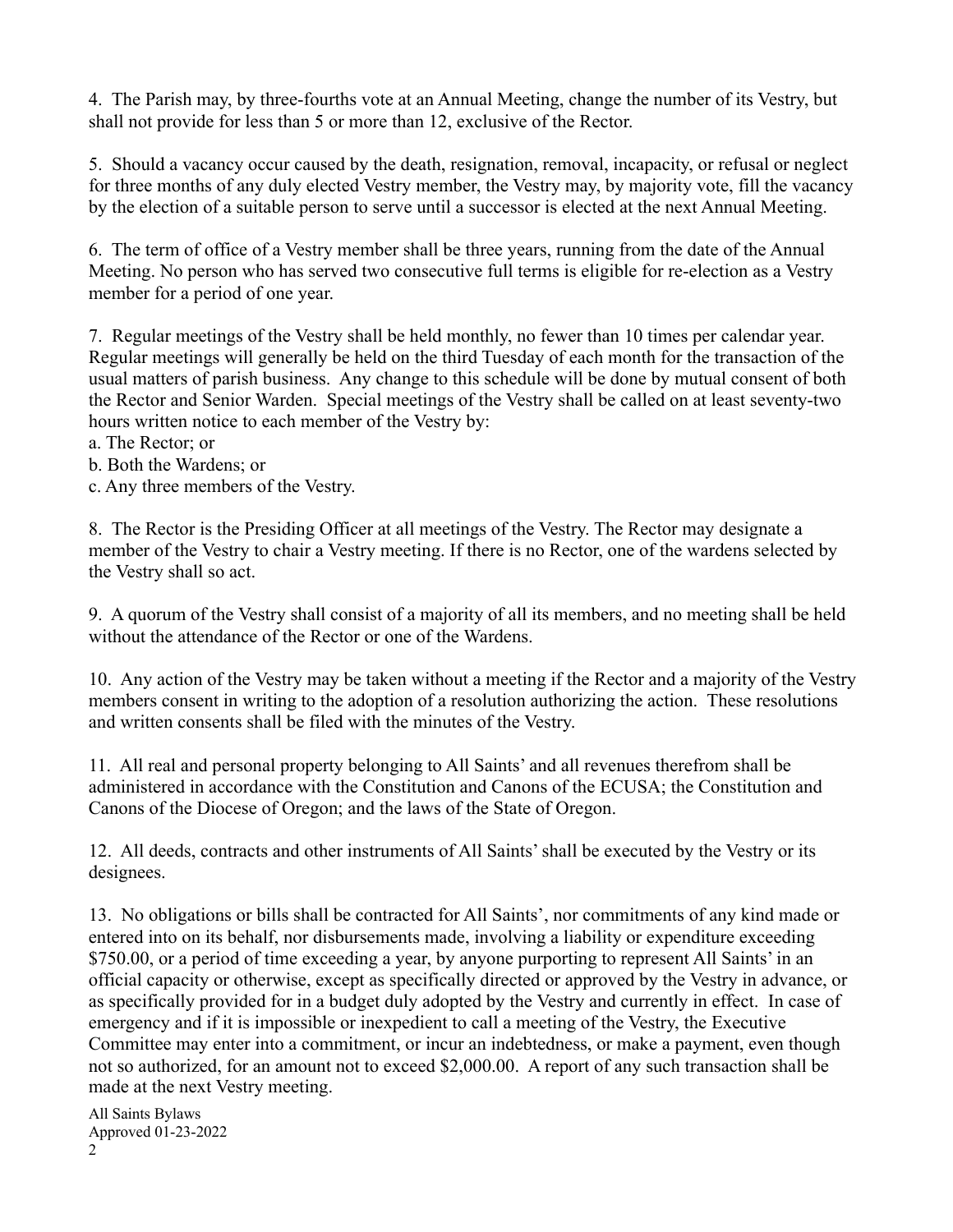4. The Parish may, by three-fourths vote at an Annual Meeting, change the number of its Vestry, but shall not provide for less than 5 or more than 12, exclusive of the Rector.

5. Should a vacancy occur caused by the death, resignation, removal, incapacity, or refusal or neglect for three months of any duly elected Vestry member, the Vestry may, by majority vote, fill the vacancy by the election of a suitable person to serve until a successor is elected at the next Annual Meeting.

6. The term of office of a Vestry member shall be three years, running from the date of the Annual Meeting. No person who has served two consecutive full terms is eligible for re-election as a Vestry member for a period of one year.

7. Regular meetings of the Vestry shall be held monthly, no fewer than 10 times per calendar year. Regular meetings will generally be held on the third Tuesday of each month for the transaction of the usual matters of parish business. Any change to this schedule will be done by mutual consent of both the Rector and Senior Warden. Special meetings of the Vestry shall be called on at least seventy-two hours written notice to each member of the Vestry by:

a. The Rector; or
b. Both the Wardens; or
c. Any three members of the Vestry.

8. The Rector is the Presiding Officer at all meetings of the Vestry. The Rector may designate a member of the Vestry to chair a Vestry meeting. If there is no Rector, one of the wardens selected by the Vestry shall so act.

9. A quorum of the Vestry shall consist of a majority of all its members, and no meeting shall be held without the attendance of the Rector or one of the Wardens.

10. Any action of the Vestry may be taken without a meeting if the Rector and a majority of the Vestry members consent in writing to the adoption of a resolution authorizing the action. These resolutions and written consents shall be filed with the minutes of the Vestry.

11. All real and personal property belonging to All Saints' and all revenues therefrom shall be administered in accordance with the Constitution and Canons of the ECUSA; the Constitution and Canons of the Diocese of Oregon; and the laws of the State of Oregon.

12. All deeds, contracts and other instruments of All Saints' shall be executed by the Vestry or its designees.

13. No obligations or bills shall be contracted for All Saints', nor commitments of any kind made or entered into on its behalf, nor disbursements made, involving a liability or expenditure exceeding \$750.00, or a period of time exceeding a year, by anyone purporting to represent All Saints' in an official capacity or otherwise, except as specifically directed or approved by the Vestry in advance, or as specifically provided for in a budget duly adopted by the Vestry and currently in effect. In case of emergency and if it is impossible or inexpedient to call a meeting of the Vestry, the Executive Committee may enter into a commitment, or incur an indebtedness, or make a payment, even though not so authorized, for an amount not to exceed \$2,000.00. A report of any such transaction shall be made at the next Vestry meeting.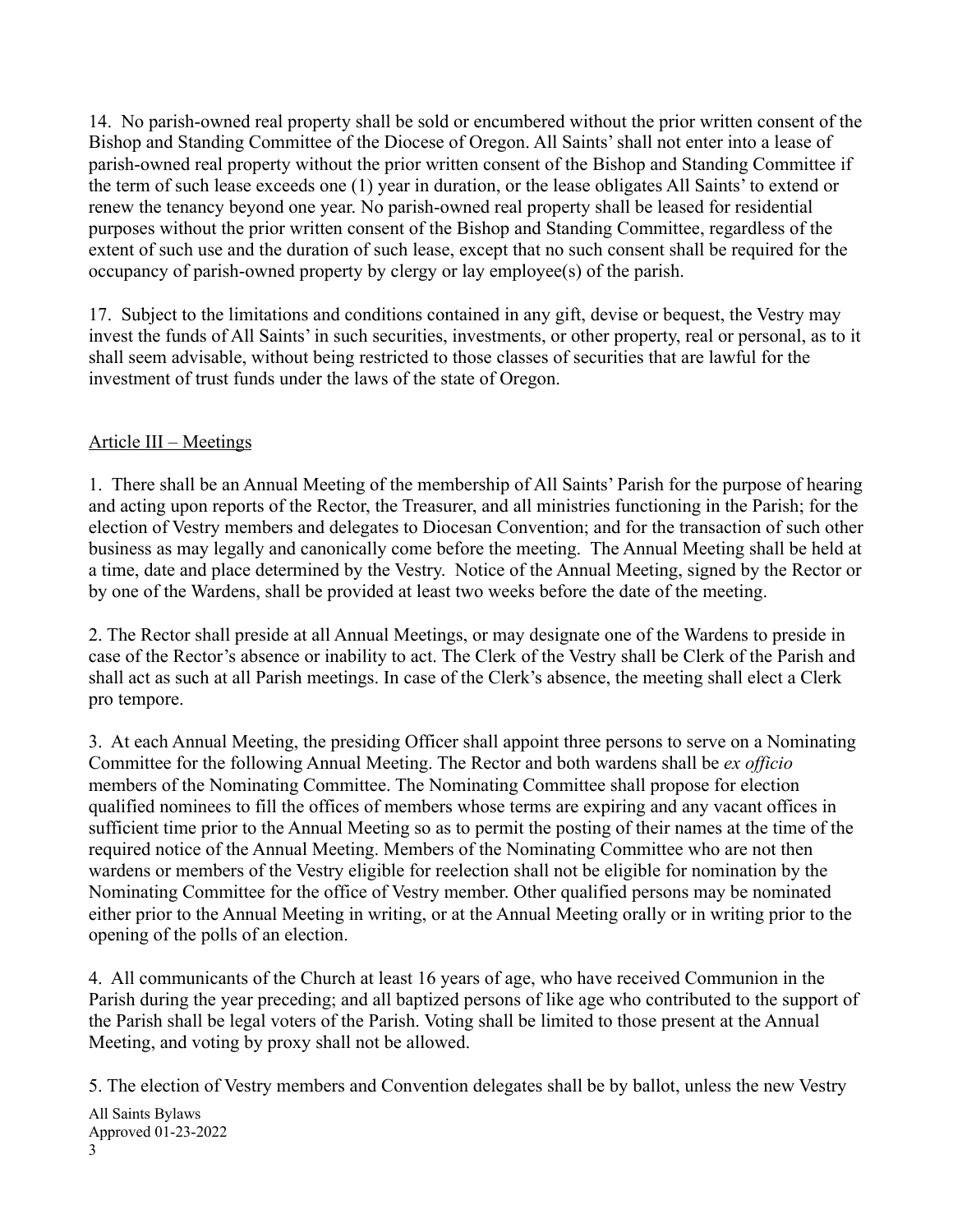14. No parish-owned real property shall be sold or encumbered without the prior written consent of the Bishop and Standing Committee of the Diocese of Oregon. All Saints' shall not enter into a lease of parish-owned real property without the prior written consent of the Bishop and Standing Committee if the term of such lease exceeds one (1) year in duration, or the lease obligates All Saints' to extend or renew the tenancy beyond one year. No parish-owned real property shall be leased for residential purposes without the prior written consent of the Bishop and Standing Committee, regardless of the extent of such use and the duration of such lease, except that no such consent shall be required for the occupancy of parish-owned property by clergy or lay employee(s) of the parish.

17. Subject to the limitations and conditions contained in any gift, devise or bequest, the Vestry may invest the funds of All Saints' in such securities, investments, or other property, real or personal, as to it shall seem advisable, without being restricted to those classes of securities that are lawful for the investment of trust funds under the laws of the state of Oregon.

## Article III – Meetings

1. There shall be an Annual Meeting of the membership of All Saints' Parish for the purpose of hearing and acting upon reports of the Rector, the Treasurer, and all ministries functioning in the Parish; for the election of Vestry members and delegates to Diocesan Convention; and for the transaction of such other business as may legally and canonically come before the meeting. The Annual Meeting shall be held at a time, date and place determined by the Vestry. Notice of the Annual Meeting, signed by the Rector or by one of the Wardens, shall be provided at least two weeks before the date of the meeting.

2. The Rector shall preside at all Annual Meetings, or may designate one of the Wardens to preside in case of the Rector's absence or inability to act. The Clerk of the Vestry shall be Clerk of the Parish and shall act as such at all Parish meetings. In case of the Clerk's absence, the meeting shall elect a Clerk pro tempore.

3. At each Annual Meeting, the presiding Officer shall appoint three persons to serve on a Nominating Committee for the following Annual Meeting. The Rector and both wardens shall be *ex officio* members of the Nominating Committee. The Nominating Committee shall propose for election qualified nominees to fill the offices of members whose terms are expiring and any vacant offices in sufficient time prior to the Annual Meeting so as to permit the posting of their names at the time of the required notice of the Annual Meeting. Members of the Nominating Committee who are not then wardens or members of the Vestry eligible for reelection shall not be eligible for nomination by the Nominating Committee for the office of Vestry member. Other qualified persons may be nominated either prior to the Annual Meeting in writing, or at the Annual Meeting orally or in writing prior to the opening of the polls of an election.

4. All communicants of the Church at least 16 years of age, who have received Communion in the Parish during the year preceding; and all baptized persons of like age who contributed to the support of the Parish shall be legal voters of the Parish. Voting shall be limited to those present at the Annual Meeting, and voting by proxy shall not be allowed.

5. The election of Vestry members and Convention delegates shall be by ballot, unless the new Vestry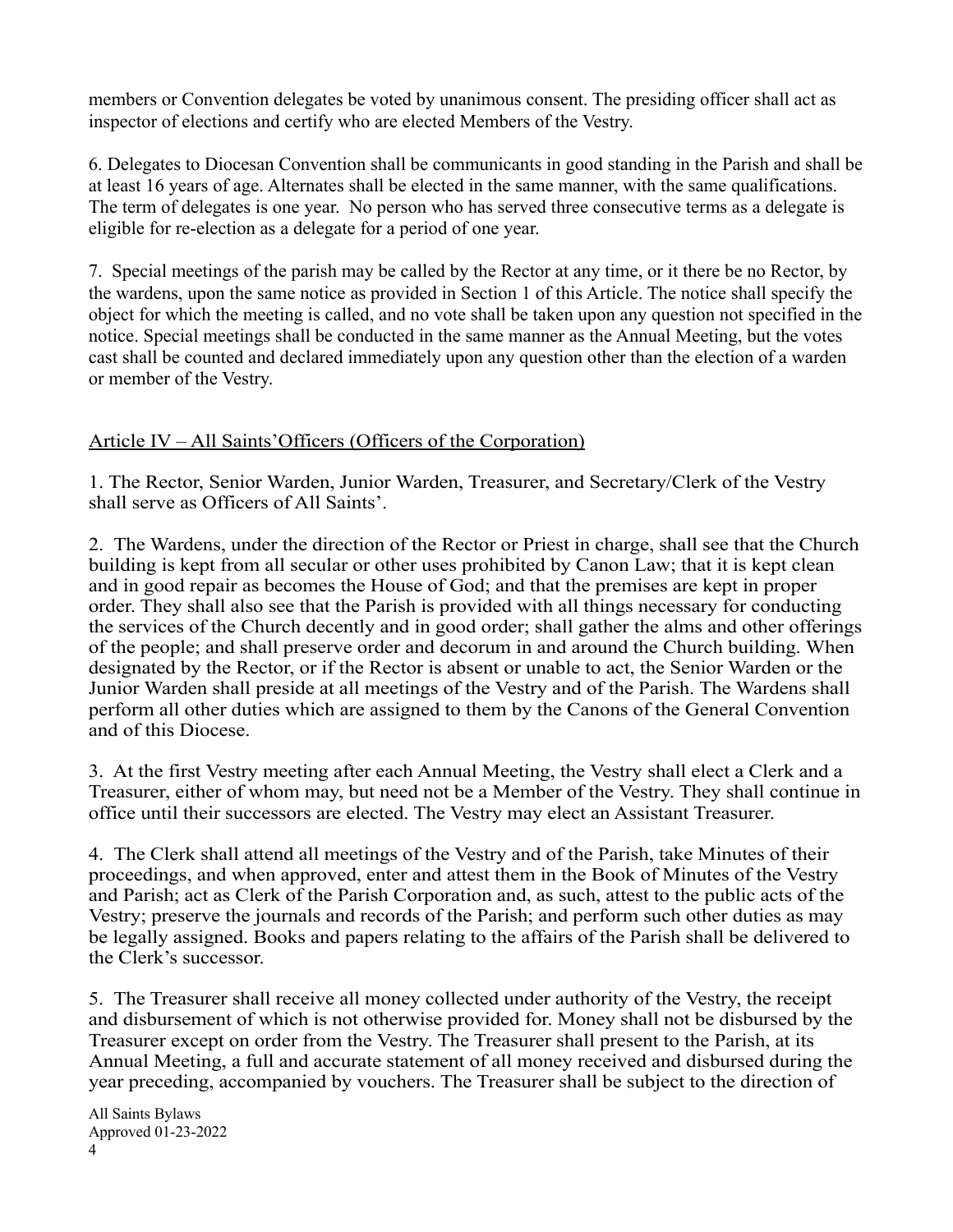members or Convention delegates be voted by unanimous consent. The presiding officer shall act as inspector of elections and certify who are elected Members of the Vestry.

6. Delegates to Diocesan Convention shall be communicants in good standing in the Parish and shall be at least 16 years of age. Alternates shall be elected in the same manner, with the same qualifications. The term of delegates is one year. No person who has served three consecutive terms as a delegate is eligible for re-election as a delegate for a period of one year.

7. Special meetings of the parish may be called by the Rector at any time, or it there be no Rector, by the wardens, upon the same notice as provided in Section 1 of this Article. The notice shall specify the object for which the meeting is called, and no vote shall be taken upon any question not specified in the notice. Special meetings shall be conducted in the same manner as the Annual Meeting, but the votes cast shall be counted and declared immediately upon any question other than the election of a warden or member of the Vestry.

## Article IV – All Saints'Officers (Officers of the Corporation)

1. The Rector, Senior Warden, Junior Warden, Treasurer, and Secretary/Clerk of the Vestry shall serve as Officers of All Saints'.

2. The Wardens, under the direction of the Rector or Priest in charge, shall see that the Church building is kept from all secular or other uses prohibited by Canon Law; that it is kept clean and in good repair as becomes the House of God; and that the premises are kept in proper order. They shall also see that the Parish is provided with all things necessary for conducting the services of the Church decently and in good order; shall gather the alms and other offerings of the people; and shall preserve order and decorum in and around the Church building. When designated by the Rector, or if the Rector is absent or unable to act, the Senior Warden or the Junior Warden shall preside at all meetings of the Vestry and of the Parish. The Wardens shall perform all other duties which are assigned to them by the Canons of the General Convention and of this Diocese.

3. At the first Vestry meeting after each Annual Meeting, the Vestry shall elect a Clerk and a Treasurer, either of whom may, but need not be a Member of the Vestry. They shall continue in office until their successors are elected. The Vestry may elect an Assistant Treasurer.

4. The Clerk shall attend all meetings of the Vestry and of the Parish, take Minutes of their proceedings, and when approved, enter and attest them in the Book of Minutes of the Vestry and Parish; act as Clerk of the Parish Corporation and, as such, attest to the public acts of the Vestry; preserve the journals and records of the Parish; and perform such other duties as may be legally assigned. Books and papers relating to the affairs of the Parish shall be delivered to the Clerk's successor.

5. The Treasurer shall receive all money collected under authority of the Vestry, the receipt and disbursement of which is not otherwise provided for. Money shall not be disbursed by the Treasurer except on order from the Vestry. The Treasurer shall present to the Parish, at its Annual Meeting, a full and accurate statement of all money received and disbursed during the year preceding, accompanied by vouchers. The Treasurer shall be subject to the direction of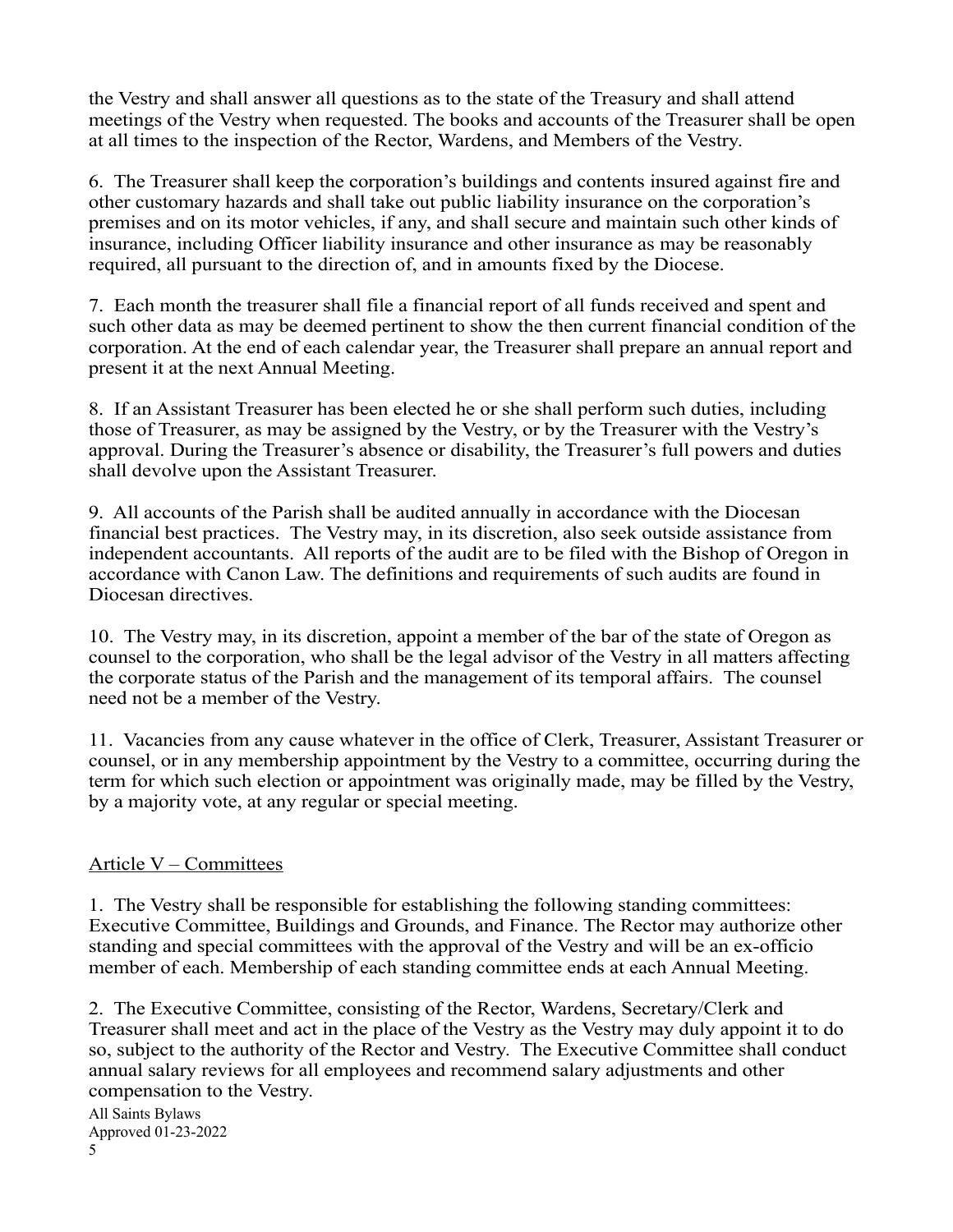the Vestry and shall answer all questions as to the state of the Treasury and shall attend meetings of the Vestry when requested. The books and accounts of the Treasurer shall be open at all times to the inspection of the Rector, Wardens, and Members of the Vestry.

6. The Treasurer shall keep the corporation's buildings and contents insured against fire and other customary hazards and shall take out public liability insurance on the corporation's premises and on its motor vehicles, if any, and shall secure and maintain such other kinds of insurance, including Officer liability insurance and other insurance as may be reasonably required, all pursuant to the direction of, and in amounts fixed by the Diocese.

7. Each month the treasurer shall file a financial report of all funds received and spent and such other data as may be deemed pertinent to show the then current financial condition of the corporation. At the end of each calendar year, the Treasurer shall prepare an annual report and present it at the next Annual Meeting.

8. If an Assistant Treasurer has been elected he or she shall perform such duties, including those of Treasurer, as may be assigned by the Vestry, or by the Treasurer with the Vestry's approval. During the Treasurer's absence or disability, the Treasurer's full powers and duties shall devolve upon the Assistant Treasurer.

9. All accounts of the Parish shall be audited annually in accordance with the Diocesan financial best practices. The Vestry may, in its discretion, also seek outside assistance from independent accountants. All reports of the audit are to be filed with the Bishop of Oregon in accordance with Canon Law. The definitions and requirements of such audits are found in Diocesan directives.

10. The Vestry may, in its discretion, appoint a member of the bar of the state of Oregon as counsel to the corporation, who shall be the legal advisor of the Vestry in all matters affecting the corporate status of the Parish and the management of its temporal affairs. The counsel need not be a member of the Vestry.

11. Vacancies from any cause whatever in the office of Clerk, Treasurer, Assistant Treasurer or counsel, or in any membership appointment by the Vestry to a committee, occurring during the term for which such election or appointment was originally made, may be filled by the Vestry, by a majority vote, at any regular or special meeting.

## Article V – Committees

1. The Vestry shall be responsible for establishing the following standing committees: Executive Committee, Buildings and Grounds, and Finance. The Rector may authorize other standing and special committees with the approval of the Vestry and will be an ex-officio member of each. Membership of each standing committee ends at each Annual Meeting.

2. The Executive Committee, consisting of the Rector, Wardens, Secretary/Clerk and Treasurer shall meet and act in the place of the Vestry as the Vestry may duly appoint it to do so, subject to the authority of the Rector and Vestry. The Executive Committee shall conduct annual salary reviews for all employees and recommend salary adjustments and other compensation to the Vestry.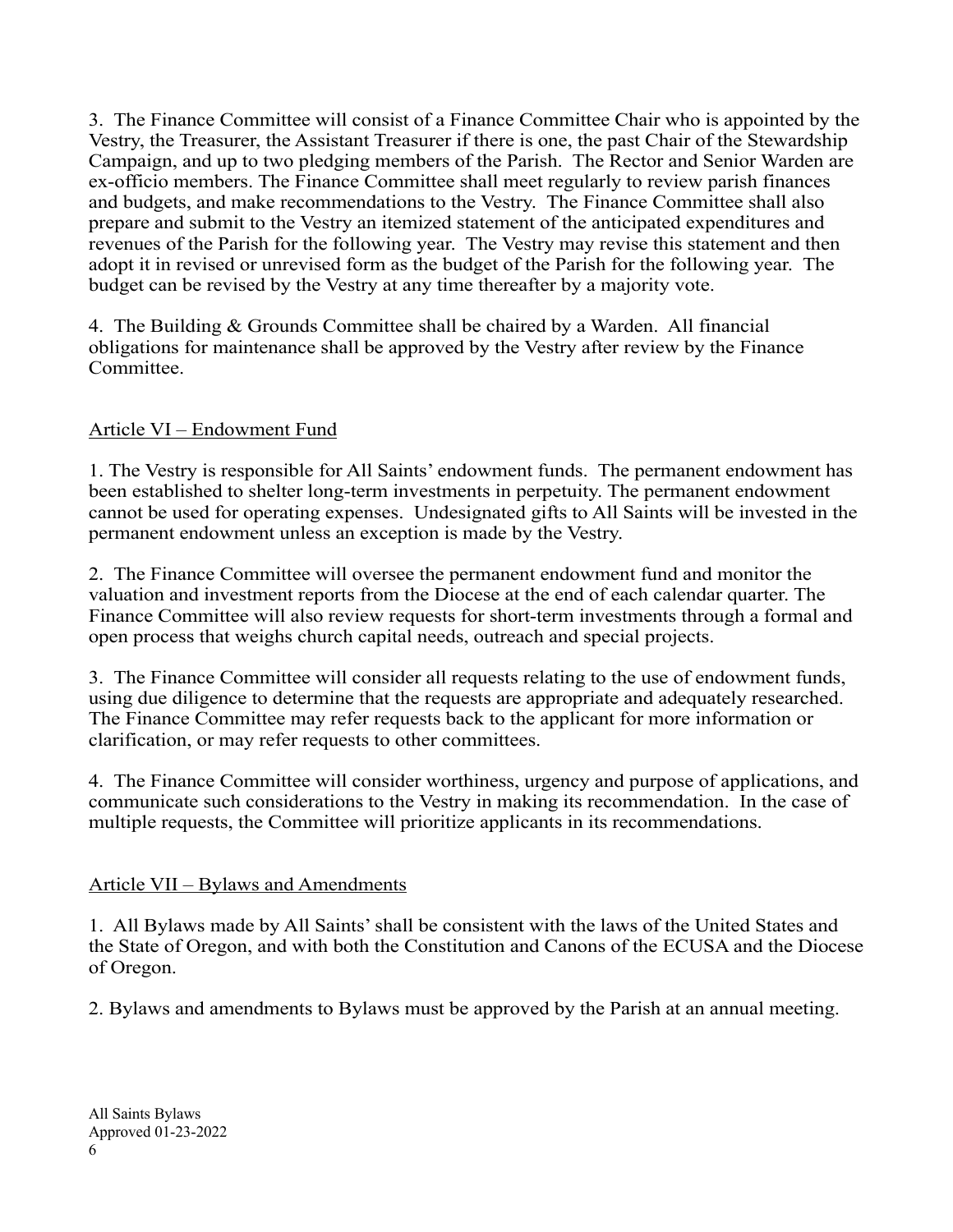3. The Finance Committee will consist of a Finance Committee Chair who is appointed by the Vestry, the Treasurer, the Assistant Treasurer if there is one, the past Chair of the Stewardship Campaign, and up to two pledging members of the Parish. The Rector and Senior Warden are ex-officio members. The Finance Committee shall meet regularly to review parish finances and budgets, and make recommendations to the Vestry. The Finance Committee shall also prepare and submit to the Vestry an itemized statement of the anticipated expenditures and revenues of the Parish for the following year. The Vestry may revise this statement and then adopt it in revised or unrevised form as the budget of the Parish for the following year. The budget can be revised by the Vestry at any time thereafter by a majority vote.

4. The Building & Grounds Committee shall be chaired by a Warden. All financial obligations for maintenance shall be approved by the Vestry after review by the Finance Committee.

## Article VI – Endowment Fund

1. The Vestry is responsible for All Saints' endowment funds. The permanent endowment has been established to shelter long-term investments in perpetuity. The permanent endowment cannot be used for operating expenses. Undesignated gifts to All Saints will be invested in the permanent endowment unless an exception is made by the Vestry.

2. The Finance Committee will oversee the permanent endowment fund and monitor the valuation and investment reports from the Diocese at the end of each calendar quarter. The Finance Committee will also review requests for short-term investments through a formal and open process that weighs church capital needs, outreach and special projects.

3. The Finance Committee will consider all requests relating to the use of endowment funds, using due diligence to determine that the requests are appropriate and adequately researched. The Finance Committee may refer requests back to the applicant for more information or clarification, or may refer requests to other committees.

4. The Finance Committee will consider worthiness, urgency and purpose of applications, and communicate such considerations to the Vestry in making its recommendation. In the case of multiple requests, the Committee will prioritize applicants in its recommendations.

## Article VII – Bylaws and Amendments

1. All Bylaws made by All Saints' shall be consistent with the laws of the United States and the State of Oregon, and with both the Constitution and Canons of the ECUSA and the Diocese of Oregon.

2. Bylaws and amendments to Bylaws must be approved by the Parish at an annual meeting.